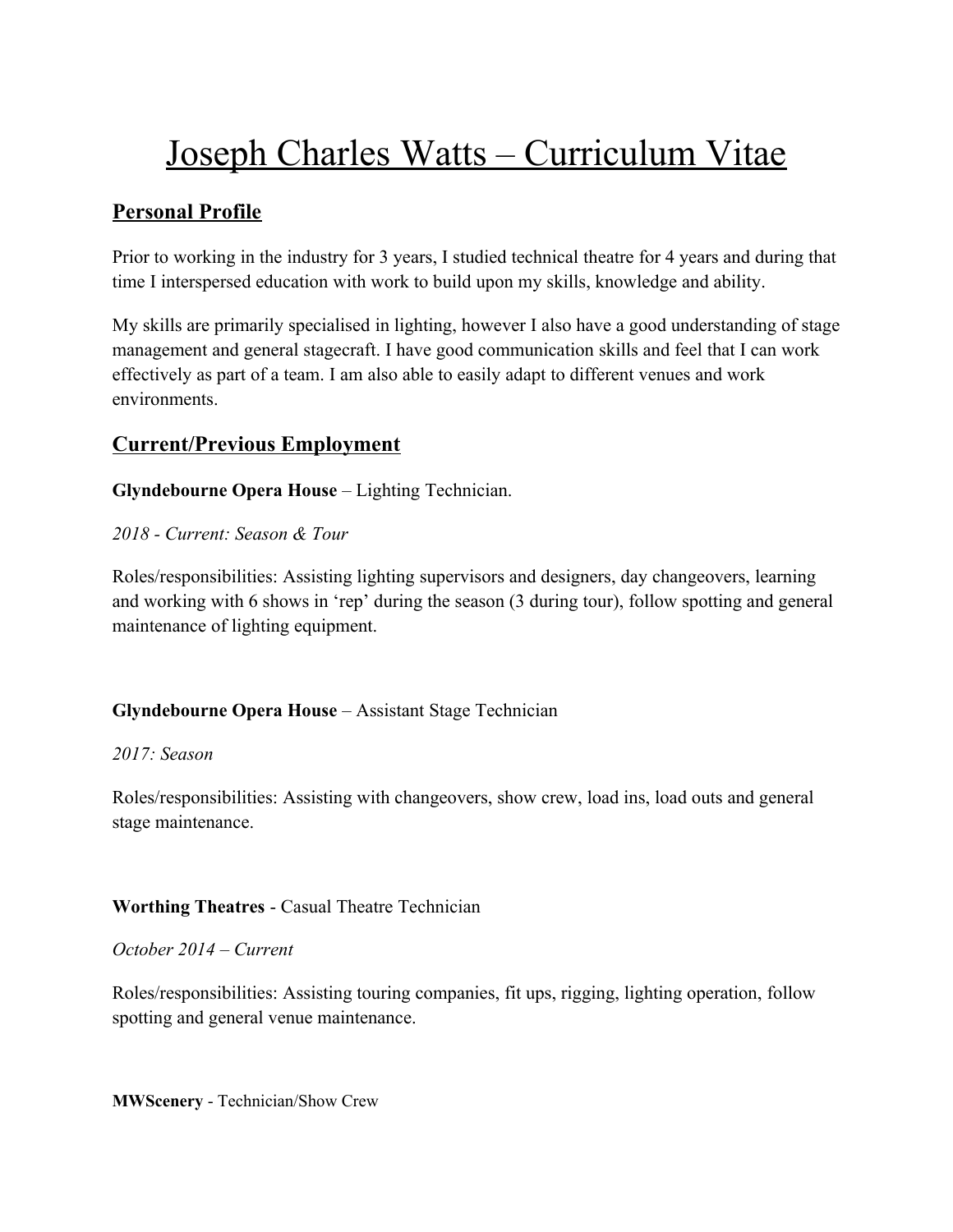# Joseph Charles Watts – Curriculum Vitae

## Personal Profile

Prior to working in the industry for 3 years, I studied technical theatre for 4 years and during that time I interspersed education with work to build upon my skills, knowledge and ability.

My skills are primarily specialised in lighting, however I also have a good understanding of stage management and general stagecraft. I have good communication skills and feel that I can work effectively as part of a team. I am also able to easily adapt to different venues and work environments.

## Current/Previous Employment

**Glyndebourne Opera House** – Lighting Technician.

*2018 - Current: Season & Tour*

Roles/responsibilities: Assisting lighting supervisors and designers, day changeovers, learning and working with 6 shows in 'rep' during the season (3 during tour), follow spotting and general maintenance of lighting equipment.

**Glyndebourne Opera House** – Assistant Stage Technician

*2017: Season*

Roles/responsibilities: Assisting with changeovers, show crew, load ins, load outs and general stage maintenance.

**Worthing Theatres** - Casual Theatre Technician

*October 2014 – Current*

Roles/responsibilities: Assisting touring companies, fit ups, rigging, lighting operation, follow spotting and general venue maintenance.

**MWScenery** - Technician/Show Crew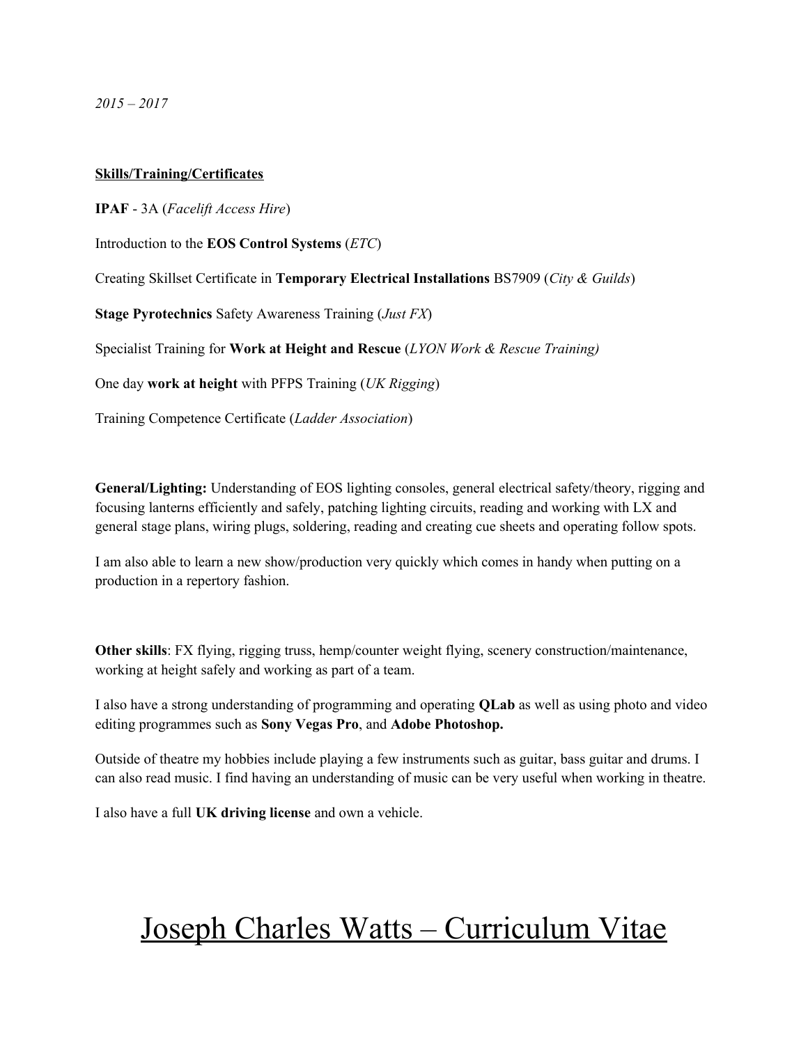*2015 – 2017*

**Skills/Training/Certificates**

**IPAF** - 3A (*Facelift Access Hire*)

Introduction to the **EOS Control Systems** (*ETC*)

Creating Skillset Certificate in **Temporary Electrical Installations** BS7909 (*City & Guilds*)

**Stage Pyrotechnics** Safety Awareness Training (*Just FX*)

Specialist Training for **Work at Height and Rescue** (*LYON Work & Rescue Training)*

One day **work at height** with PFPS Training (*UK Rigging*)

Training Competence Certificate (*Ladder Association*)

**General/Lighting:** Understanding of EOS lighting consoles, general electrical safety/theory, rigging and focusing lanterns efficiently and safely, patching lighting circuits, reading and working with LX and general stage plans, wiring plugs, soldering, reading and creating cue sheets and operating follow spots.

I am also able to learn a new show/production very quickly which comes in handy when putting on a production in a repertory fashion.

**Other skills**: FX flying, rigging truss, hemp/counter weight flying, scenery construction/maintenance, working at height safely and working as part of a team.

I also have a strong understanding of programming and operating **QLab** as well as using photo and video editing programmes such as **Sony Vegas Pro**, and **Adobe Photoshop.**

Outside of theatre my hobbies include playing a few instruments such as guitar, bass guitar and drums. I can also read music. I find having an understanding of music can be very useful when working in theatre.

I also have a full **UK driving license** and own a vehicle.

# Joseph Charles Watts – Curriculum Vitae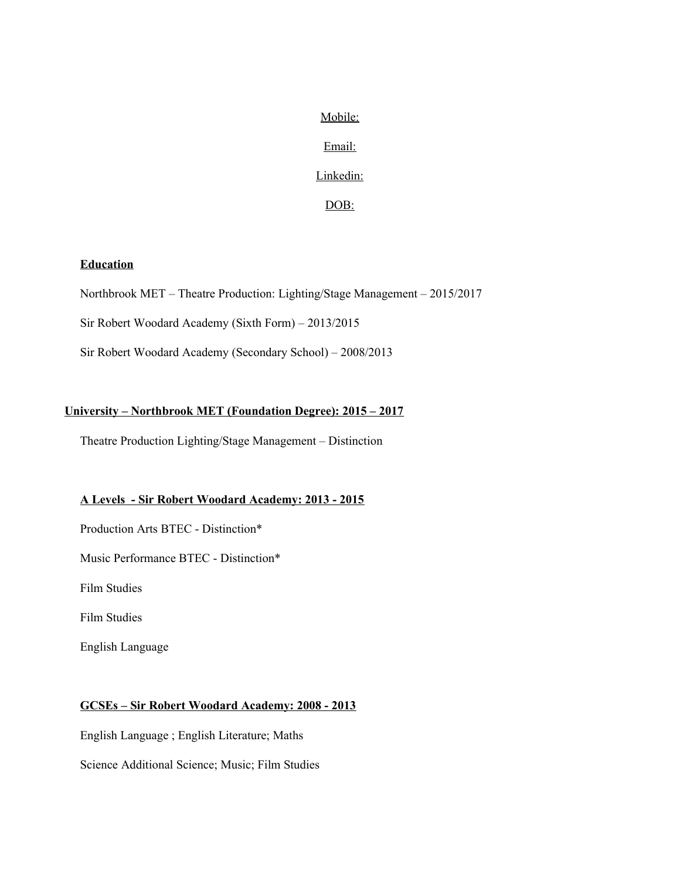Mobile:

Email:

Linkedin:

DOB:

**Education**

Northbrook MET – Theatre Production: Lighting/Stage Management – 2015/2017

Sir Robert Woodard Academy (Sixth Form) – 2013/2015

Sir Robert Woodard Academy (Secondary School) – 2008/2013

**University – Northbrook MET (Foundation Degree): 2015 – 2017**

Theatre Production Lighting/Stage Management – Distinction

**A Levels - Sir Robert Woodard Academy: 2013 - 2015**

Production Arts BTEC - Distinction*

Music Performance BTEC - Distinction*

Film Studies

Film Studies

English Language

**GCSEs – Sir Robert Woodard Academy: 2008 - 2013**

English Language ; English Literature; Maths

Science Additional Science; Music; Film Studies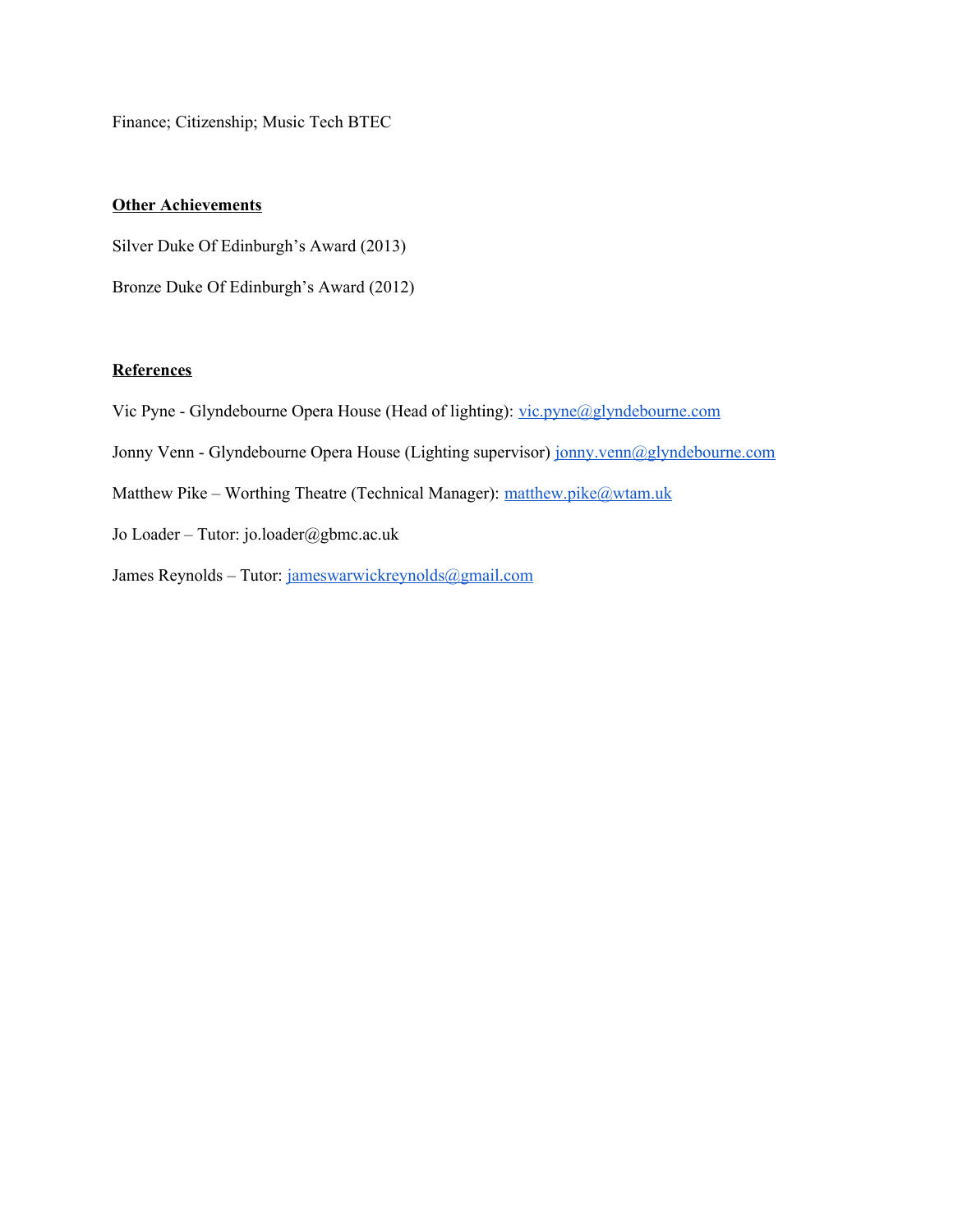Finance; Citizenship; Music Tech BTEC

**Other Achievements**

Silver Duke Of Edinburgh's Award (2013)

Bronze Duke Of Edinburgh's Award (2012)

**References**

Vic Pyne - Glyndebourne Opera House (Head of lighting): vic.pyne@glyndebourne.com

Jonny Venn - Glyndebourne Opera House (Lighting supervisor) jonny.venn@glyndebourne.com

Matthew Pike – Worthing Theatre (Technical Manager): matthew.pike@wtam.uk

Jo Loader – Tutor: jo.loader@gbmc.ac.uk

James Reynolds – Tutor: jameswarwickreynolds@gmail.com